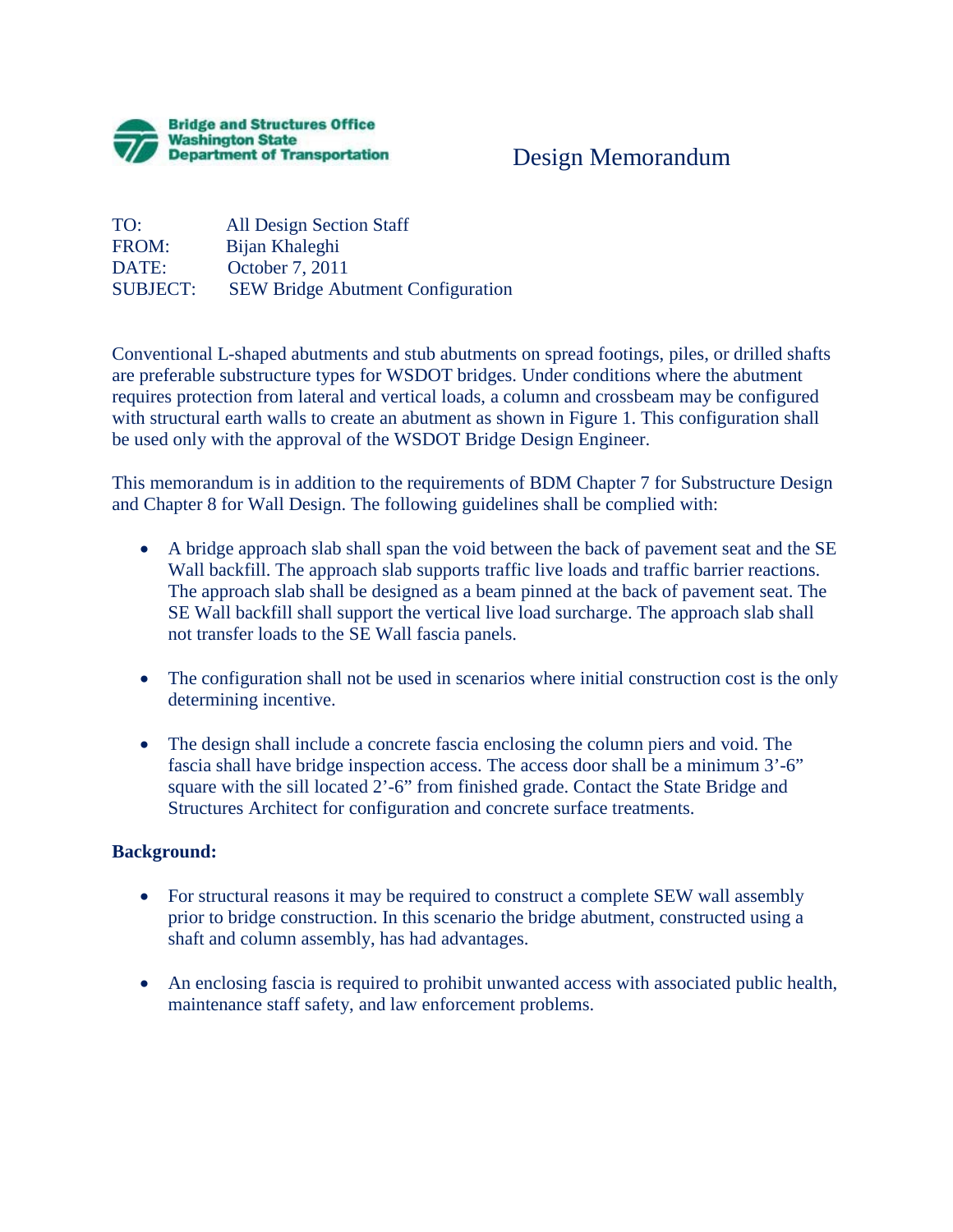**Bridge and Structures Office**
**Washington State**
**Department of Transportation**

# Design Memorandum

TO: All Design Section Staff
FROM: Bijan Khaleghi
DATE: October 7, 2011
SUBJECT: SEW Bridge Abutment Configuration

Conventional L-shaped abutments and stub abutments on spread footings, piles, or drilled shafts are preferable substructure types for WSDOT bridges. Under conditions where the abutment requires protection from lateral and vertical loads, a column and crossbeam may be configured with structural earth walls to create an abutment as shown in Figure 1. This configuration shall be used only with the approval of the WSDOT Bridge Design Engineer.

This memorandum is in addition to the requirements of BDM Chapter 7 for Substructure Design and Chapter 8 for Wall Design. The following guidelines shall be complied with:

- A bridge approach slab shall span the void between the back of pavement seat and the SE Wall backfill. The approach slab supports traffic live loads and traffic barrier reactions. The approach slab shall be designed as a beam pinned at the back of pavement seat. The SE Wall backfill shall support the vertical live load surcharge. The approach slab shall not transfer loads to the SE Wall fascia panels.

- The configuration shall not be used in scenarios where initial construction cost is the only determining incentive.

- The design shall include a concrete fascia enclosing the column piers and void. The fascia shall have bridge inspection access. The access door shall be a minimum 3'-6" square with the sill located 2'-6" from finished grade. Contact the State Bridge and Structures Architect for configuration and concrete surface treatments.

**Background:**

- For structural reasons it may be required to construct a complete SEW wall assembly prior to bridge construction. In this scenario the bridge abutment, constructed using a shaft and column assembly, has had advantages.

- An enclosing fascia is required to prohibit unwanted access with associated public health, maintenance staff safety, and law enforcement problems.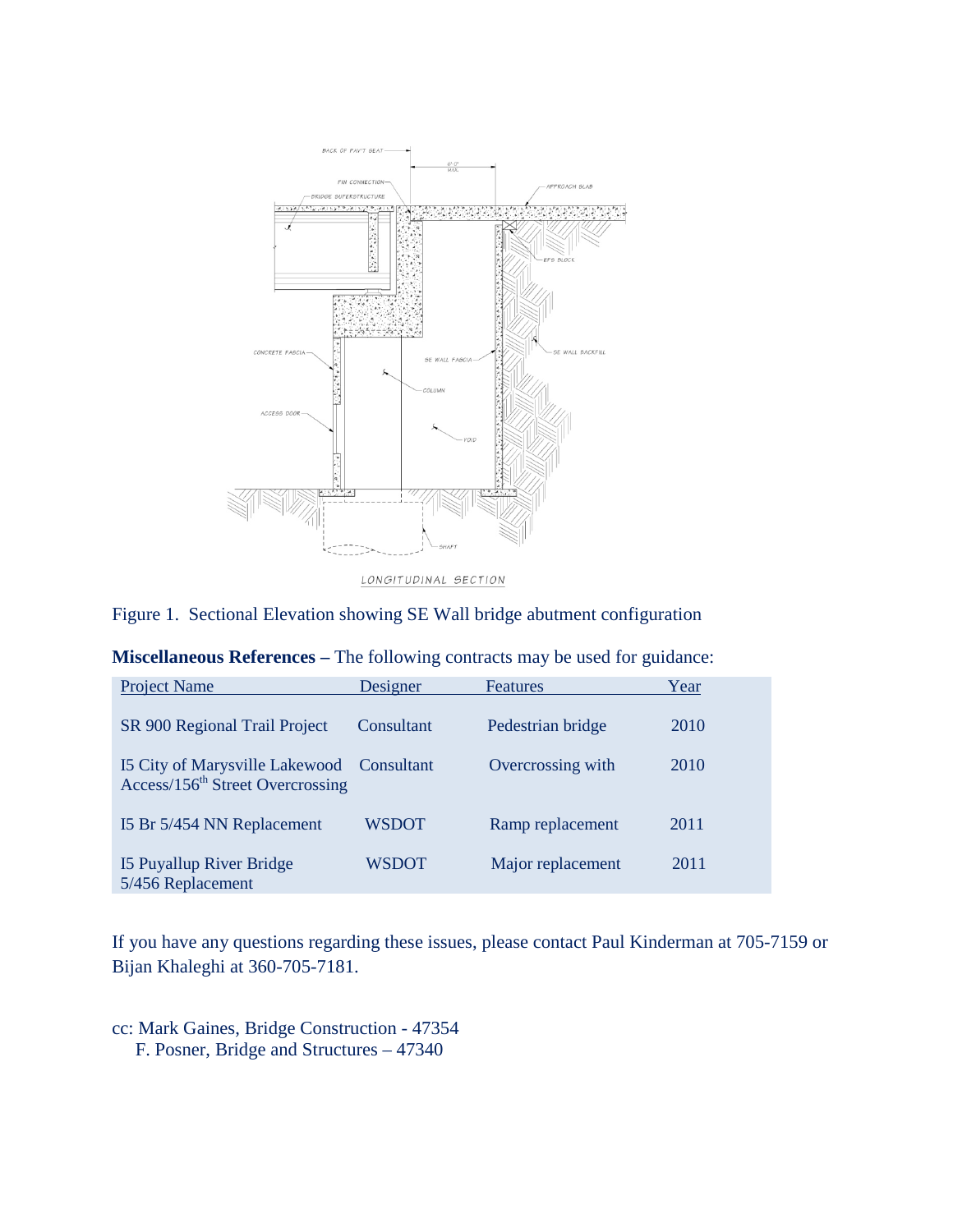Figure 1. Sectional Elevation showing SE Wall bridge abutment configuration

**Miscellaneous References –** The following contracts may be used for guidance:

| Project Name | Designer | Features | Year |
| --- | --- | --- | --- |
| SR 900 Regional Trail Project | Consultant | Pedestrian bridge | 2010 |
| I5 City of Marysville Lakewood Access/156th Street Overcrossing | Consultant | Overcrossing with | 2010 |
| I5 Br 5/454 NN Replacement | WSDOT | Ramp replacement | 2011 |
| I5 Puyallup River Bridge 5/456 Replacement | WSDOT | Major replacement | 2011 |

If you have any questions regarding these issues, please contact Paul Kinderman at 705-7159 or Bijan Khaleghi at 360-705-7181.

cc: Mark Gaines, Bridge Construction - 47354
F. Posner, Bridge and Structures – 47340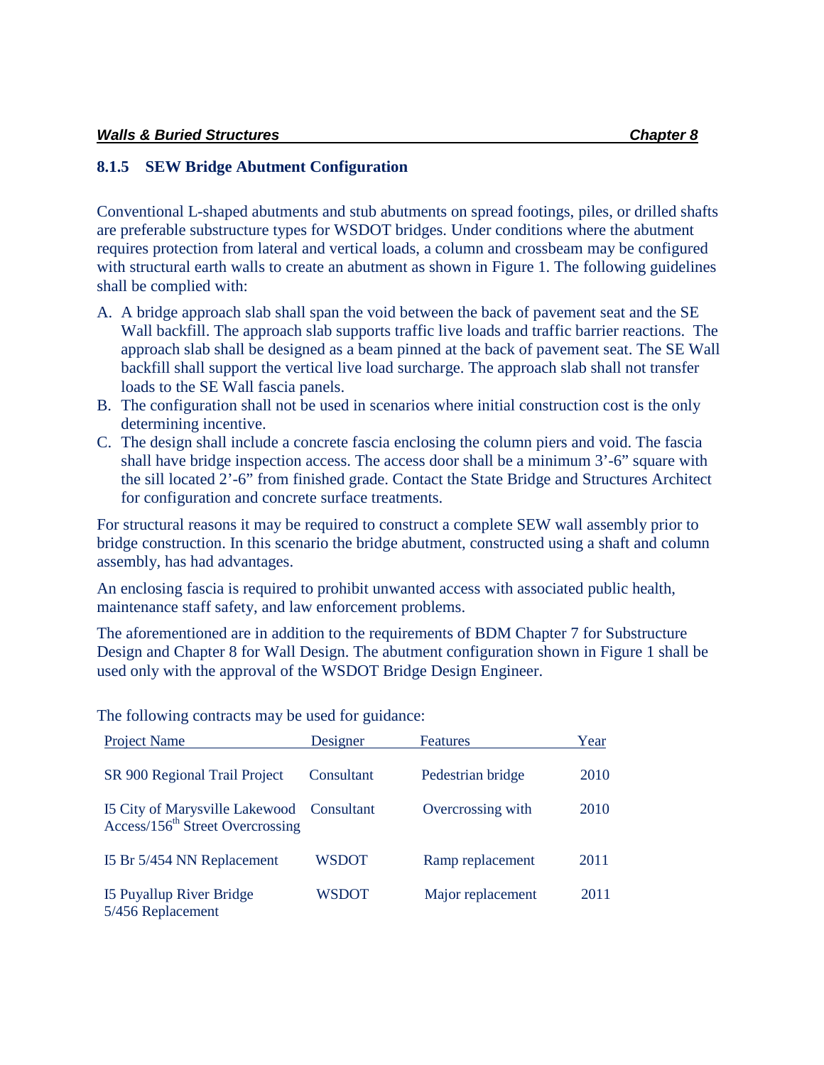### 8.1.5 SEW Bridge Abutment Configuration

Conventional L-shaped abutments and stub abutments on spread footings, piles, or drilled shafts are preferable substructure types for WSDOT bridges. Under conditions where the abutment requires protection from lateral and vertical loads, a column and crossbeam may be configured with structural earth walls to create an abutment as shown in Figure 1. The following guidelines shall be complied with:

A. A bridge approach slab shall span the void between the back of pavement seat and the SE Wall backfill. The approach slab supports traffic live loads and traffic barrier reactions. The approach slab shall be designed as a beam pinned at the back of pavement seat. The SE Wall backfill shall support the vertical live load surcharge. The approach slab shall not transfer loads to the SE Wall fascia panels.
B. The configuration shall not be used in scenarios where initial construction cost is the only determining incentive.
C. The design shall include a concrete fascia enclosing the column piers and void. The fascia shall have bridge inspection access. The access door shall be a minimum 3'-6" square with the sill located 2'-6" from finished grade. Contact the State Bridge and Structures Architect for configuration and concrete surface treatments.

For structural reasons it may be required to construct a complete SEW wall assembly prior to bridge construction. In this scenario the bridge abutment, constructed using a shaft and column assembly, has had advantages.

An enclosing fascia is required to prohibit unwanted access with associated public health, maintenance staff safety, and law enforcement problems.

The aforementioned are in addition to the requirements of BDM Chapter 7 for Substructure Design and Chapter 8 for Wall Design. The abutment configuration shown in Figure 1 shall be used only with the approval of the WSDOT Bridge Design Engineer.

The following contracts may be used for guidance:

| Project Name | Designer | Features | Year |
|---|---|---|---|
| SR 900 Regional Trail Project | Consultant | Pedestrian bridge | 2010 |
| I5 City of Marysville Lakewood Access/156th Street Overcrossing | Consultant | Overcrossing with | 2010 |
| I5 Br 5/454 NN Replacement | WSDOT | Ramp replacement | 2011 |
| I5 Puyallup River Bridge 5/456 Replacement | WSDOT | Major replacement | 2011 |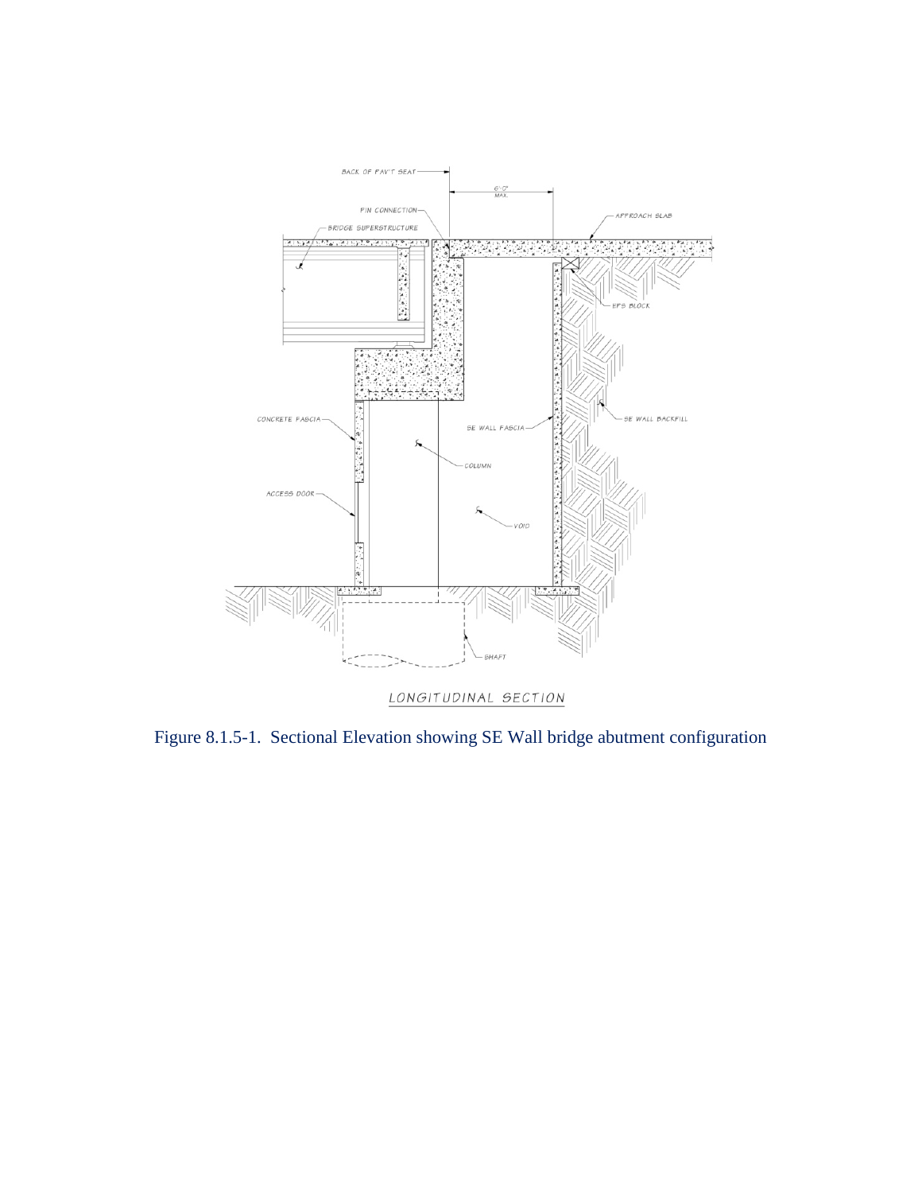BACK OF PAV'T SEAT

6'-0"
MAX.

PIN CONNECTION

BRIDGE SUPERSTRUCTURE

APPROACH SLAB

EPS BLOCK

CONCRETE FASCIA

SE WALL FASCIA

SE WALL BACKFILL

COLUMN

ACCESS DOOR

VOID

SHAFT

LONGITUDINAL SECTION

Figure 8.1.5-1. Sectional Elevation showing SE Wall bridge abutment configuration